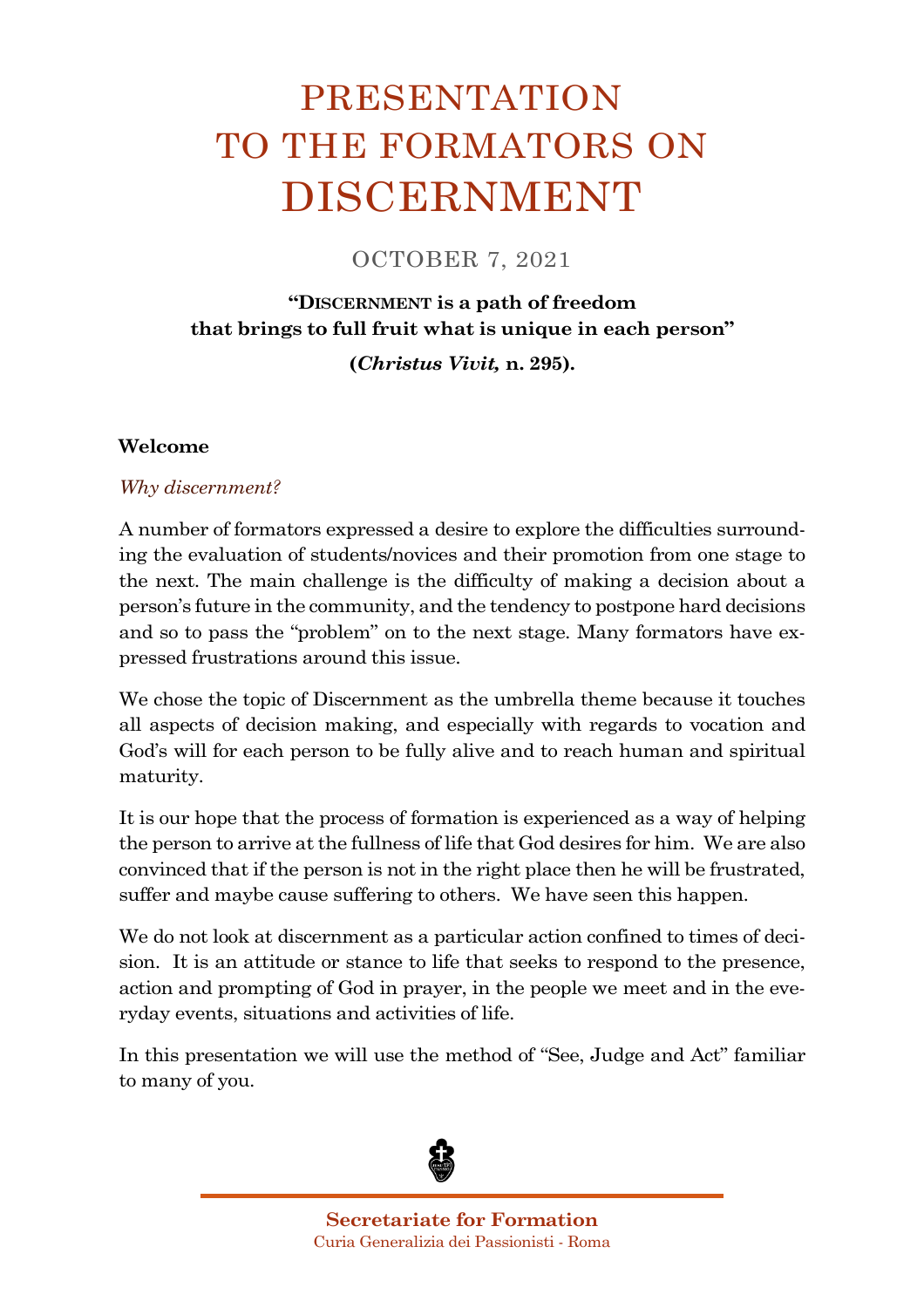# PRESENTATION TO THE FORMATORS ON DISCERNMENT

OCTOBER 7, 2021

**"Discernment is a path of freedom that brings to full fruit what is unique in each person"**

**(*Christus Vivit,* n. 295).**

**Welcome**

*Why discernment?*

A number of formators expressed a desire to explore the difficulties surrounding the evaluation of students/novices and their promotion from one stage to the next. The main challenge is the difficulty of making a decision about a person's future in the community, and the tendency to postpone hard decisions and so to pass the "problem" on to the next stage. Many formators have expressed frustrations around this issue.

We chose the topic of Discernment as the umbrella theme because it touches all aspects of decision making, and especially with regards to vocation and God's will for each person to be fully alive and to reach human and spiritual maturity.

It is our hope that the process of formation is experienced as a way of helping the person to arrive at the fullness of life that God desires for him. We are also convinced that if the person is not in the right place then he will be frustrated, suffer and maybe cause suffering to others. We have seen this happen.

We do not look at discernment as a particular action confined to times of decision. It is an attitude or stance to life that seeks to respond to the presence, action and prompting of God in prayer, in the people we meet and in the everyday events, situations and activities of life.

In this presentation we will use the method of "See, Judge and Act" familiar to many of you.

**Secretariate for Formation**
Curia Generalizia dei Passionisti - Roma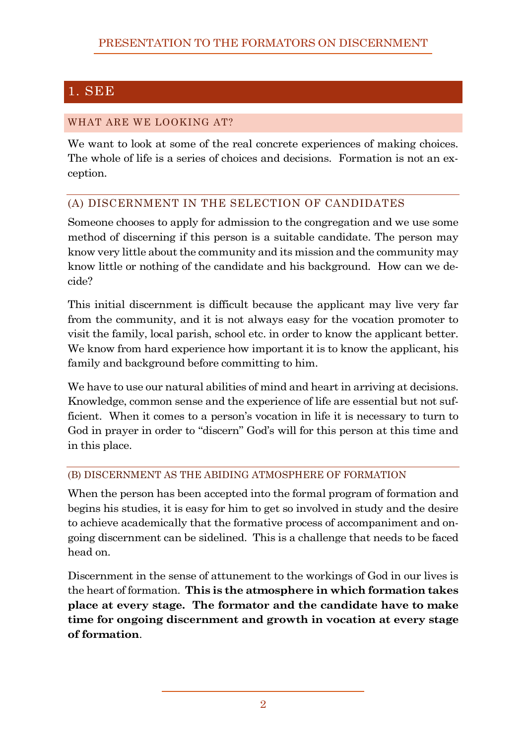## 1. SEE

### WHAT ARE WE LOOKING AT?

We want to look at some of the real concrete experiences of making choices. The whole of life is a series of choices and decisions. Formation is not an exception.

### (A) DISCERNMENT IN THE SELECTION OF CANDIDATES

Someone chooses to apply for admission to the congregation and we use some method of discerning if this person is a suitable candidate. The person may know very little about the community and its mission and the community may know little or nothing of the candidate and his background. How can we decide?

This initial discernment is difficult because the applicant may live very far from the community, and it is not always easy for the vocation promoter to visit the family, local parish, school etc. in order to know the applicant better. We know from hard experience how important it is to know the applicant, his family and background before committing to him.

We have to use our natural abilities of mind and heart in arriving at decisions. Knowledge, common sense and the experience of life are essential but not sufficient. When it comes to a person's vocation in life it is necessary to turn to God in prayer in order to "discern" God's will for this person at this time and in this place.

### (B) DISCERNMENT AS THE ABIDING ATMOSPHERE OF FORMATION

When the person has been accepted into the formal program of formation and begins his studies, it is easy for him to get so involved in study and the desire to achieve academically that the formative process of accompaniment and ongoing discernment can be sidelined. This is a challenge that needs to be faced head on.

Discernment in the sense of attunement to the workings of God in our lives is the heart of formation. **This is the atmosphere in which formation takes place at every stage. The formator and the candidate have to make time for ongoing discernment and growth in vocation at every stage of formation**.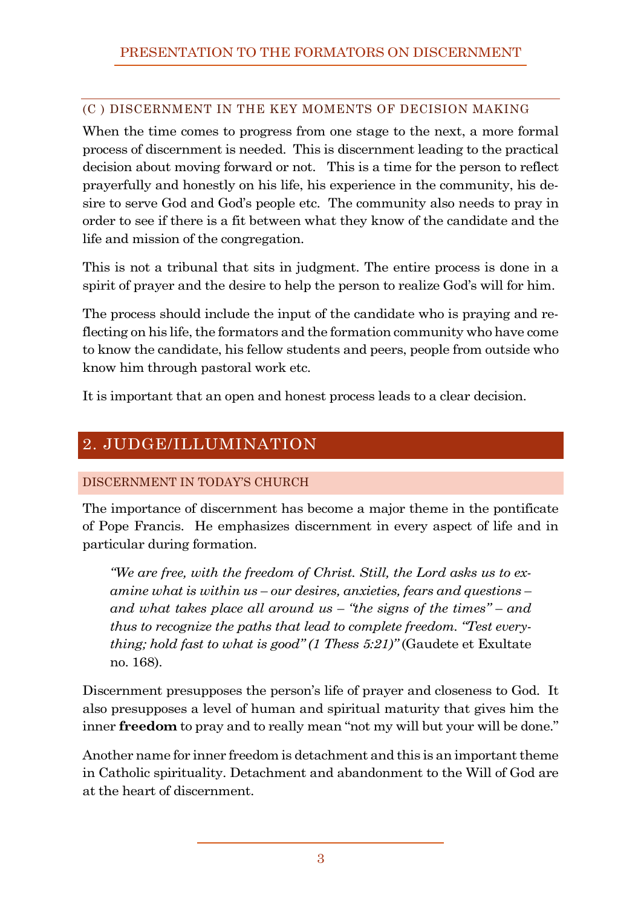### (C ) DISCERNMENT IN THE KEY MOMENTS OF DECISION MAKING

When the time comes to progress from one stage to the next, a more formal process of discernment is needed. This is discernment leading to the practical decision about moving forward or not. This is a time for the person to reflect prayerfully and honestly on his life, his experience in the community, his desire to serve God and God's people etc. The community also needs to pray in order to see if there is a fit between what they know of the candidate and the life and mission of the congregation.

This is not a tribunal that sits in judgment. The entire process is done in a spirit of prayer and the desire to help the person to realize God's will for him.

The process should include the input of the candidate who is praying and reflecting on his life, the formators and the formation community who have come to know the candidate, his fellow students and peers, people from outside who know him through pastoral work etc.

It is important that an open and honest process leads to a clear decision.

## 2. JUDGE/ILLUMINATION

### DISCERNMENT IN TODAY'S CHURCH

The importance of discernment has become a major theme in the pontificate of Pope Francis. He emphasizes discernment in every aspect of life and in particular during formation.

> *"We are free, with the freedom of Christ. Still, the Lord asks us to examine what is within us – our desires, anxieties, fears and questions – and what takes place all around us – "the signs of the times" – and thus to recognize the paths that lead to complete freedom. "Test everything; hold fast to what is good" (1 Thess 5:21)"* (Gaudete et Exultate no. 168).

Discernment presupposes the person's life of prayer and closeness to God. It also presupposes a level of human and spiritual maturity that gives him the inner **freedom** to pray and to really mean "not my will but your will be done."

Another name for inner freedom is detachment and this is an important theme in Catholic spirituality. Detachment and abandonment to the Will of God are at the heart of discernment.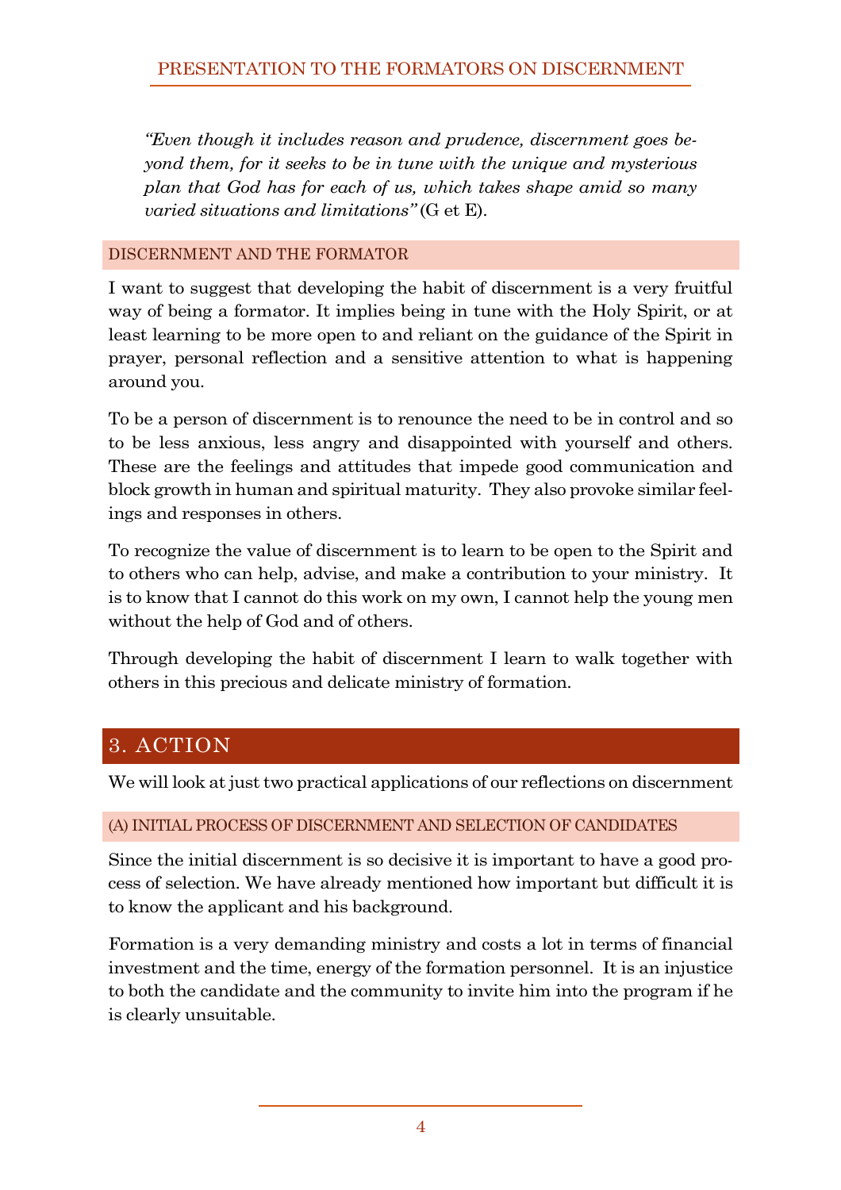*"Even though it includes reason and prudence, discernment goes beyond them, for it seeks to be in tune with the unique and mysterious plan that God has for each of us, which takes shape amid so many varied situations and limitations"* (G et E).

### DISCERNMENT AND THE FORMATOR

I want to suggest that developing the habit of discernment is a very fruitful way of being a formator. It implies being in tune with the Holy Spirit, or at least learning to be more open to and reliant on the guidance of the Spirit in prayer, personal reflection and a sensitive attention to what is happening around you.

To be a person of discernment is to renounce the need to be in control and so to be less anxious, less angry and disappointed with yourself and others. These are the feelings and attitudes that impede good communication and block growth in human and spiritual maturity. They also provoke similar feelings and responses in others.

To recognize the value of discernment is to learn to be open to the Spirit and to others who can help, advise, and make a contribution to your ministry. It is to know that I cannot do this work on my own, I cannot help the young men without the help of God and of others.

Through developing the habit of discernment I learn to walk together with others in this precious and delicate ministry of formation.

## 3. ACTION

We will look at just two practical applications of our reflections on discernment

### (A) INITIAL PROCESS OF DISCERNMENT AND SELECTION OF CANDIDATES

Since the initial discernment is so decisive it is important to have a good process of selection. We have already mentioned how important but difficult it is to know the applicant and his background.

Formation is a very demanding ministry and costs a lot in terms of financial investment and the time, energy of the formation personnel. It is an injustice to both the candidate and the community to invite him into the program if he is clearly unsuitable.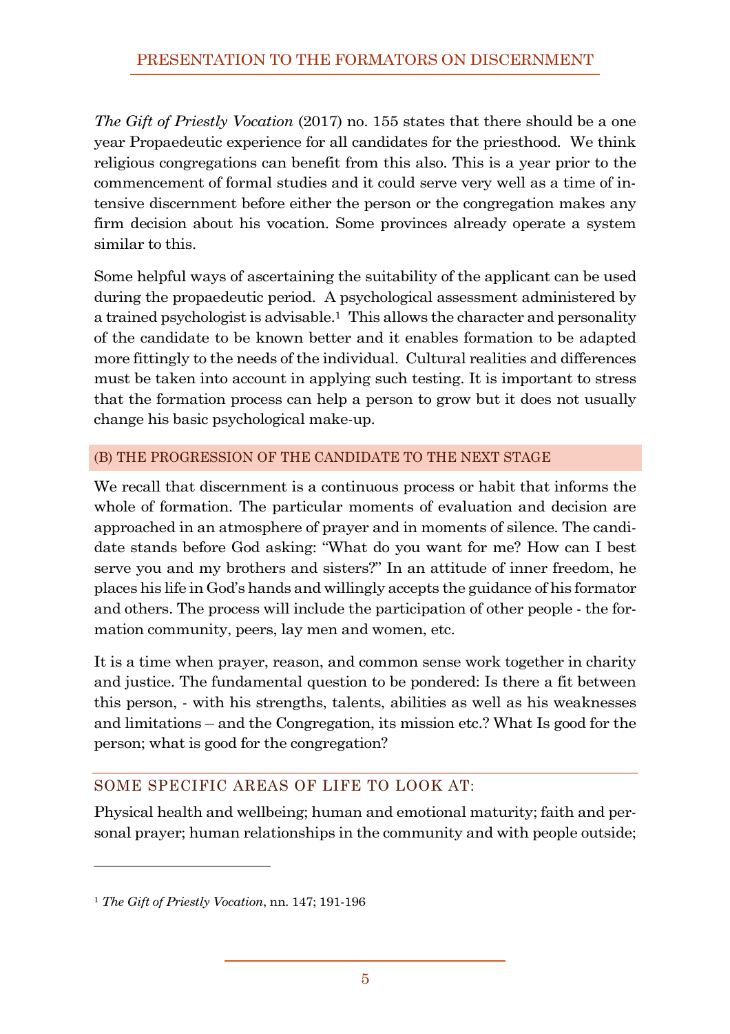*The Gift of Priestly Vocation* (2017) no. 155 states that there should be a one year Propaedeutic experience for all candidates for the priesthood. We think religious congregations can benefit from this also. This is a year prior to the commencement of formal studies and it could serve very well as a time of intensive discernment before either the person or the congregation makes any firm decision about his vocation. Some provinces already operate a system similar to this.

Some helpful ways of ascertaining the suitability of the applicant can be used during the propaedeutic period. A psychological assessment administered by a trained psychologist is advisable.[1] This allows the character and personality of the candidate to be known better and it enables formation to be adapted more fittingly to the needs of the individual. Cultural realities and differences must be taken into account in applying such testing. It is important to stress that the formation process can help a person to grow but it does not usually change his basic psychological make-up.

## (B) THE PROGRESSION OF THE CANDIDATE TO THE NEXT STAGE

We recall that discernment is a continuous process or habit that informs the whole of formation. The particular moments of evaluation and decision are approached in an atmosphere of prayer and in moments of silence. The candidate stands before God asking: "What do you want for me? How can I best serve you and my brothers and sisters?" In an attitude of inner freedom, he places his life in God's hands and willingly accepts the guidance of his formator and others. The process will include the participation of other people - the formation community, peers, lay men and women, etc.

It is a time when prayer, reason, and common sense work together in charity and justice. The fundamental question to be pondered: Is there a fit between this person, - with his strengths, talents, abilities as well as his weaknesses and limitations – and the Congregation, its mission etc.? What Is good for the person; what is good for the congregation?

### SOME SPECIFIC AREAS OF LIFE TO LOOK AT:

Physical health and wellbeing; human and emotional maturity; faith and personal prayer; human relationships in the community and with people outside;

---

[1] *The Gift of Priestly Vocation*, nn. 147; 191-196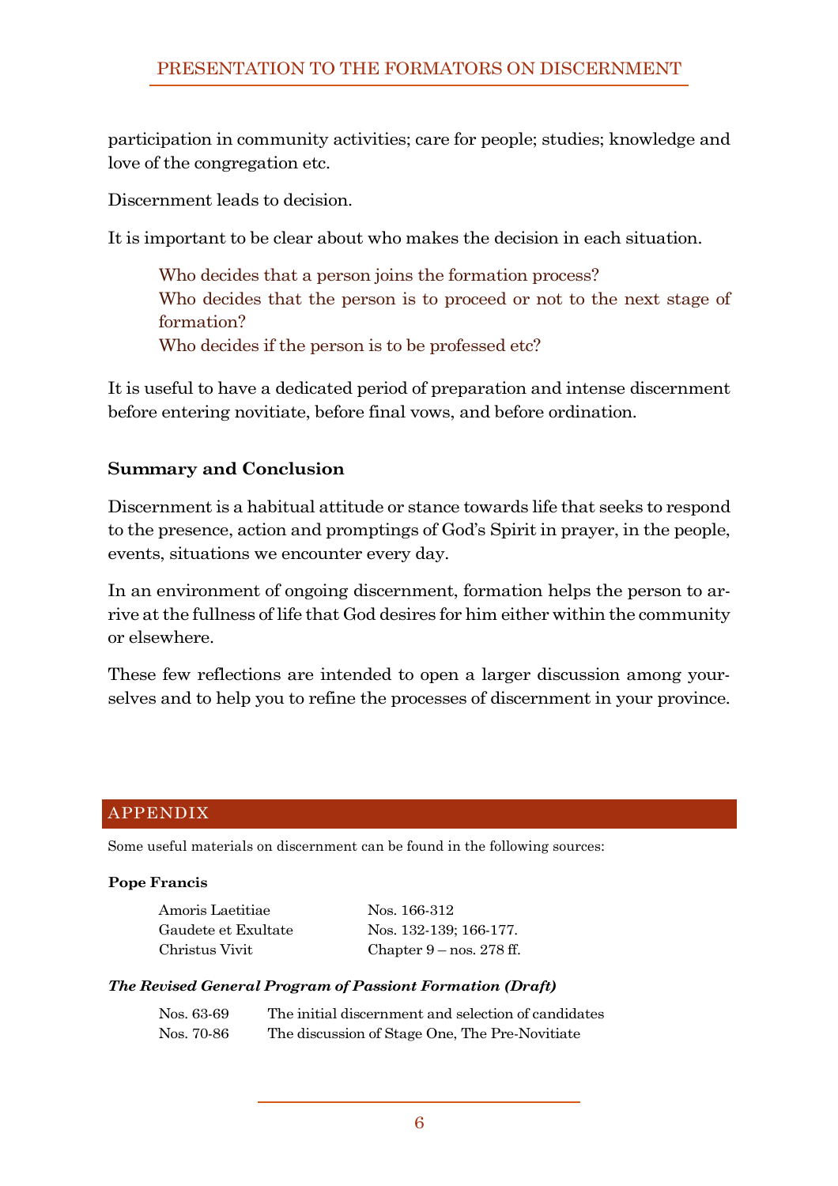participation in community activities; care for people; studies; knowledge and love of the congregation etc.

Discernment leads to decision.

It is important to be clear about who makes the decision in each situation.

> Who decides that a person joins the formation process?
> Who decides that the person is to proceed or not to the next stage of formation?
> Who decides if the person is to be professed etc?

It is useful to have a dedicated period of preparation and intense discernment before entering novitiate, before final vows, and before ordination.

### Summary and Conclusion

Discernment is a habitual attitude or stance towards life that seeks to respond to the presence, action and promptings of God's Spirit in prayer, in the people, events, situations we encounter every day.

In an environment of ongoing discernment, formation helps the person to arrive at the fullness of life that God desires for him either within the community or elsewhere.

These few reflections are intended to open a larger discussion among yourselves and to help you to refine the processes of discernment in your province.

## APPENDIX

Some useful materials on discernment can be found in the following sources:

**Pope Francis**

| | |
|---|---|
| Amoris Laetitiae | Nos. 166-312 |
| Gaudete et Exultate | Nos. 132-139; 166-177. |
| Christus Vivit | Chapter 9 – nos. 278 ff. |

***The Revised General Program of Passiont Formation (Draft)***

| | |
|---|---|
| Nos. 63-69 | The initial discernment and selection of candidates |
| Nos. 70-86 | The discussion of Stage One, The Pre-Novitiate |